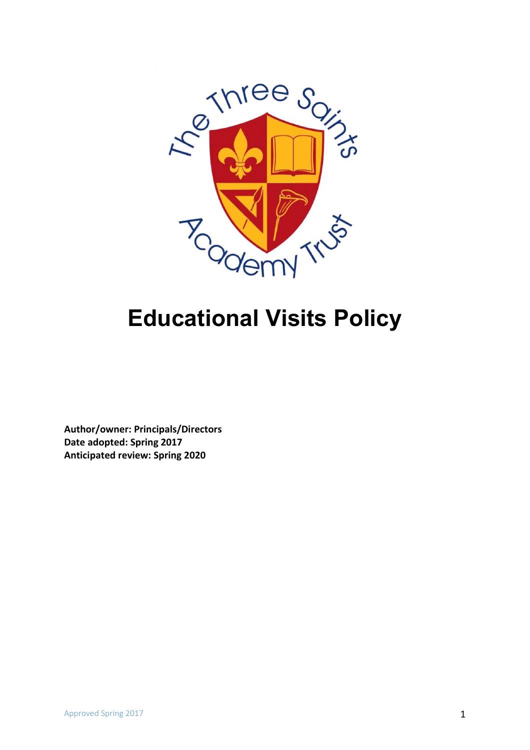# Educational Visits Policy

**Author/owner: Principals/Directors**
**Date adopted: Spring 2017**
**Anticipated review: Spring 2020**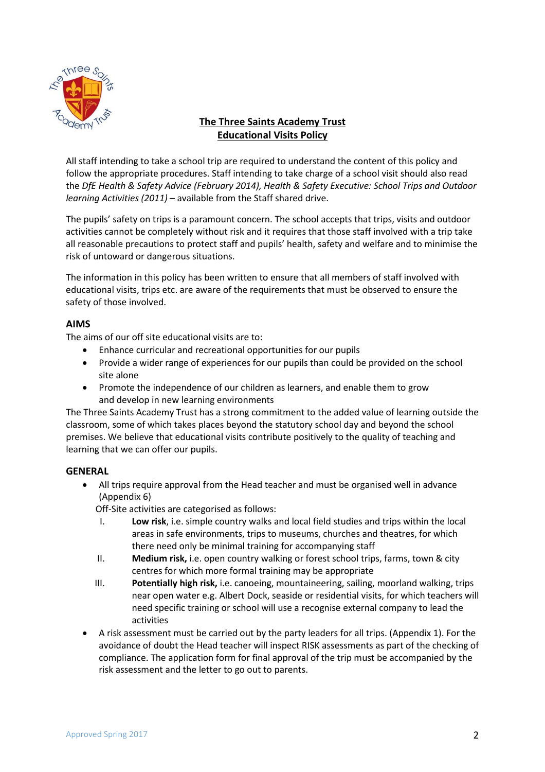**The Three Saints Academy Trust**
**Educational Visits Policy**

All staff intending to take a school trip are required to understand the content of this policy and follow the appropriate procedures. Staff intending to take charge of a school visit should also read the *DfE Health & Safety Advice (February 2014), Health & Safety Executive: School Trips and Outdoor learning Activities (2011)* – available from the Staff shared drive.

The pupils' safety on trips is a paramount concern. The school accepts that trips, visits and outdoor activities cannot be completely without risk and it requires that those staff involved with a trip take all reasonable precautions to protect staff and pupils' health, safety and welfare and to minimise the risk of untoward or dangerous situations.

The information in this policy has been written to ensure that all members of staff involved with educational visits, trips etc. are aware of the requirements that must be observed to ensure the safety of those involved.

## AIMS

The aims of our off site educational visits are to:

- Enhance curricular and recreational opportunities for our pupils
- Provide a wider range of experiences for our pupils than could be provided on the school site alone
- Promote the independence of our children as learners, and enable them to grow and develop in new learning environments

The Three Saints Academy Trust has a strong commitment to the added value of learning outside the classroom, some of which takes places beyond the statutory school day and beyond the school premises. We believe that educational visits contribute positively to the quality of teaching and learning that we can offer our pupils.

## GENERAL

- All trips require approval from the Head teacher and must be organised well in advance (Appendix 6)

  Off-Site activities are categorised as follows:

  I. **Low risk**, i.e. simple country walks and local field studies and trips within the local areas in safe environments, trips to museums, churches and theatres, for which there need only be minimal training for accompanying staff
  II. **Medium risk,** i.e. open country walking or forest school trips, farms, town & city centres for which more formal training may be appropriate
  III. **Potentially high risk,** i.e. canoeing, mountaineering, sailing, moorland walking, trips near open water e.g. Albert Dock, seaside or residential visits, for which teachers will need specific training or school will use a recognise external company to lead the activities

- A risk assessment must be carried out by the party leaders for all trips. (Appendix 1). For the avoidance of doubt the Head teacher will inspect RISK assessments as part of the checking of compliance. The application form for final approval of the trip must be accompanied by the risk assessment and the letter to go out to parents.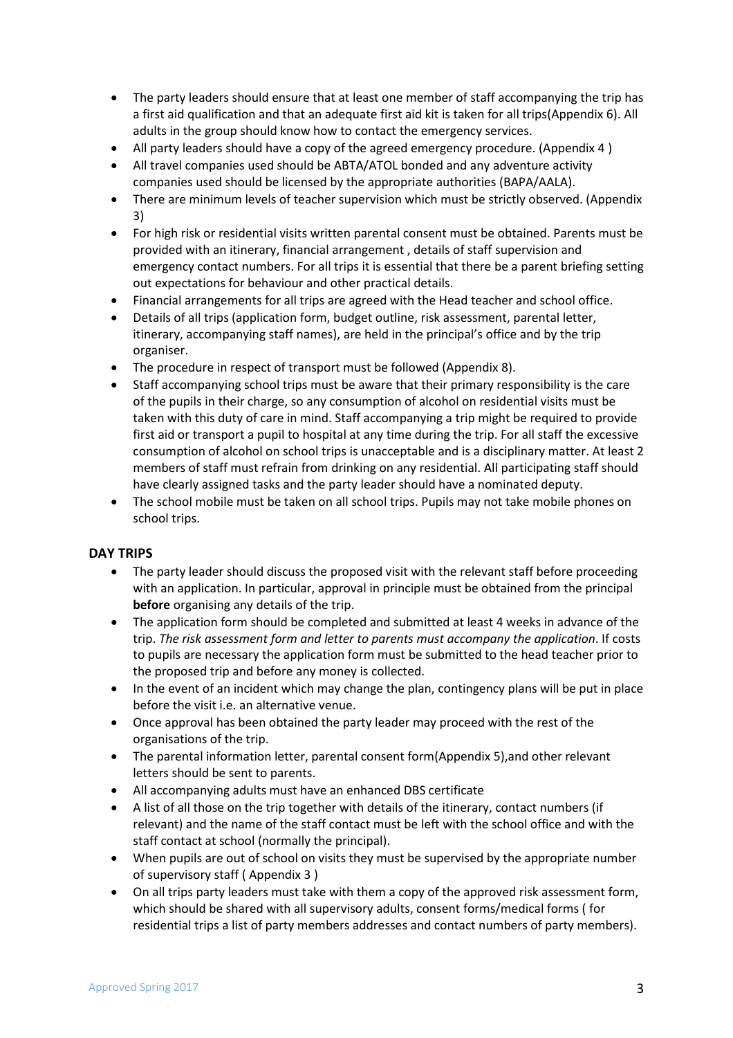- The party leaders should ensure that at least one member of staff accompanying the trip has a first aid qualification and that an adequate first aid kit is taken for all trips(Appendix 6). All adults in the group should know how to contact the emergency services.
- All party leaders should have a copy of the agreed emergency procedure. (Appendix 4 )
- All travel companies used should be ABTA/ATOL bonded and any adventure activity companies used should be licensed by the appropriate authorities (BAPA/AALA).
- There are minimum levels of teacher supervision which must be strictly observed. (Appendix 3)
- For high risk or residential visits written parental consent must be obtained. Parents must be provided with an itinerary, financial arrangement , details of staff supervision and emergency contact numbers. For all trips it is essential that there be a parent briefing setting out expectations for behaviour and other practical details.
- Financial arrangements for all trips are agreed with the Head teacher and school office.
- Details of all trips (application form, budget outline, risk assessment, parental letter, itinerary, accompanying staff names), are held in the principal's office and by the trip organiser.
- The procedure in respect of transport must be followed (Appendix 8).
- Staff accompanying school trips must be aware that their primary responsibility is the care of the pupils in their charge, so any consumption of alcohol on residential visits must be taken with this duty of care in mind. Staff accompanying a trip might be required to provide first aid or transport a pupil to hospital at any time during the trip. For all staff the excessive consumption of alcohol on school trips is unacceptable and is a disciplinary matter. At least 2 members of staff must refrain from drinking on any residential. All participating staff should have clearly assigned tasks and the party leader should have a nominated deputy.
- The school mobile must be taken on all school trips. Pupils may not take mobile phones on school trips.

## DAY TRIPS

- The party leader should discuss the proposed visit with the relevant staff before proceeding with an application. In particular, approval in principle must be obtained from the principal **before** organising any details of the trip.
- The application form should be completed and submitted at least 4 weeks in advance of the trip. *The risk assessment form and letter to parents must accompany the application*. If costs to pupils are necessary the application form must be submitted to the head teacher prior to the proposed trip and before any money is collected.
- In the event of an incident which may change the plan, contingency plans will be put in place before the visit i.e. an alternative venue.
- Once approval has been obtained the party leader may proceed with the rest of the organisations of the trip.
- The parental information letter, parental consent form(Appendix 5),and other relevant letters should be sent to parents.
- All accompanying adults must have an enhanced DBS certificate
- A list of all those on the trip together with details of the itinerary, contact numbers (if relevant) and the name of the staff contact must be left with the school office and with the staff contact at school (normally the principal).
- When pupils are out of school on visits they must be supervised by the appropriate number of supervisory staff ( Appendix 3 )
- On all trips party leaders must take with them a copy of the approved risk assessment form, which should be shared with all supervisory adults, consent forms/medical forms ( for residential trips a list of party members addresses and contact numbers of party members).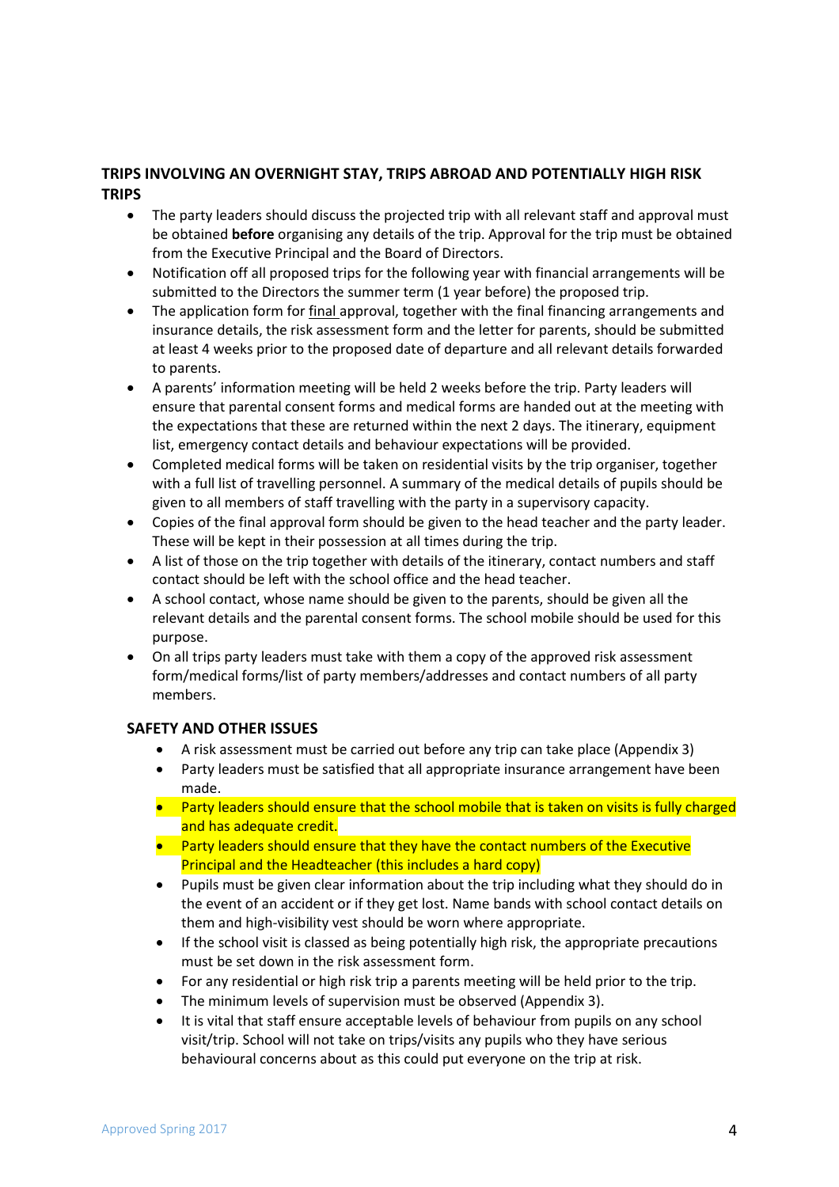## TRIPS INVOLVING AN OVERNIGHT STAY, TRIPS ABROAD AND POTENTIALLY HIGH RISK TRIPS

- The party leaders should discuss the projected trip with all relevant staff and approval must be obtained **before** organising any details of the trip. Approval for the trip must be obtained from the Executive Principal and the Board of Directors.
- Notification off all proposed trips for the following year with financial arrangements will be submitted to the Directors the summer term (1 year before) the proposed trip.
- The application form for final approval, together with the final financing arrangements and insurance details, the risk assessment form and the letter for parents, should be submitted at least 4 weeks prior to the proposed date of departure and all relevant details forwarded to parents.
- A parents' information meeting will be held 2 weeks before the trip. Party leaders will ensure that parental consent forms and medical forms are handed out at the meeting with the expectations that these are returned within the next 2 days. The itinerary, equipment list, emergency contact details and behaviour expectations will be provided.
- Completed medical forms will be taken on residential visits by the trip organiser, together with a full list of travelling personnel. A summary of the medical details of pupils should be given to all members of staff travelling with the party in a supervisory capacity.
- Copies of the final approval form should be given to the head teacher and the party leader. These will be kept in their possession at all times during the trip.
- A list of those on the trip together with details of the itinerary, contact numbers and staff contact should be left with the school office and the head teacher.
- A school contact, whose name should be given to the parents, should be given all the relevant details and the parental consent forms. The school mobile should be used for this purpose.
- On all trips party leaders must take with them a copy of the approved risk assessment form/medical forms/list of party members/addresses and contact numbers of all party members.

### SAFETY AND OTHER ISSUES

- A risk assessment must be carried out before any trip can take place (Appendix 3)
- Party leaders must be satisfied that all appropriate insurance arrangement have been made.
- Party leaders should ensure that the school mobile that is taken on visits is fully charged and has adequate credit.
- Party leaders should ensure that they have the contact numbers of the Executive Principal and the Headteacher (this includes a hard copy)
- Pupils must be given clear information about the trip including what they should do in the event of an accident or if they get lost. Name bands with school contact details on them and high-visibility vest should be worn where appropriate.
- If the school visit is classed as being potentially high risk, the appropriate precautions must be set down in the risk assessment form.
- For any residential or high risk trip a parents meeting will be held prior to the trip.
- The minimum levels of supervision must be observed (Appendix 3).
- It is vital that staff ensure acceptable levels of behaviour from pupils on any school visit/trip. School will not take on trips/visits any pupils who they have serious behavioural concerns about as this could put everyone on the trip at risk.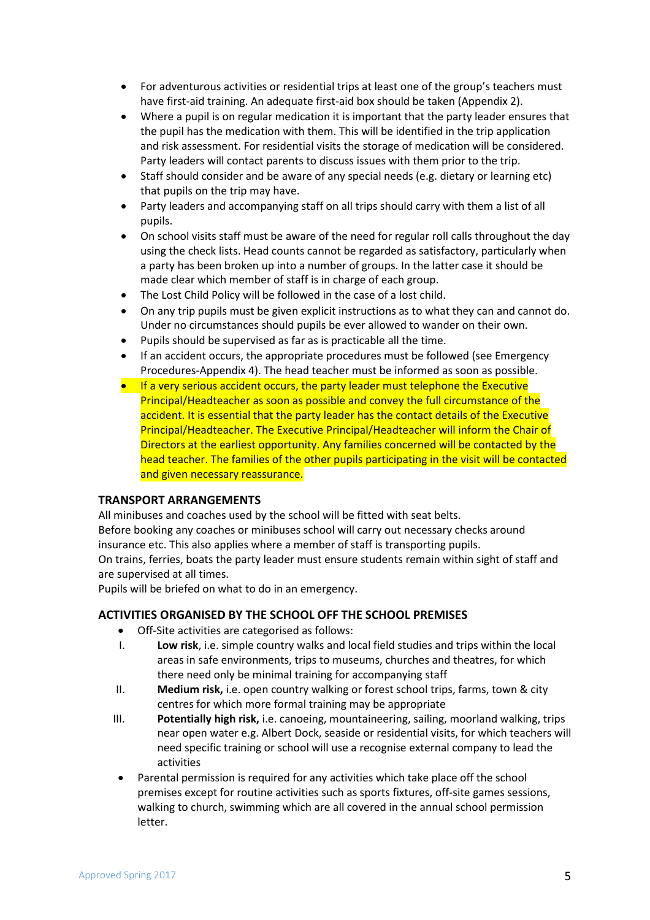- For adventurous activities or residential trips at least one of the group's teachers must have first-aid training. An adequate first-aid box should be taken (Appendix 2).
- Where a pupil is on regular medication it is important that the party leader ensures that the pupil has the medication with them. This will be identified in the trip application and risk assessment. For residential visits the storage of medication will be considered. Party leaders will contact parents to discuss issues with them prior to the trip.
- Staff should consider and be aware of any special needs (e.g. dietary or learning etc) that pupils on the trip may have.
- Party leaders and accompanying staff on all trips should carry with them a list of all pupils.
- On school visits staff must be aware of the need for regular roll calls throughout the day using the check lists. Head counts cannot be regarded as satisfactory, particularly when a party has been broken up into a number of groups. In the latter case it should be made clear which member of staff is in charge of each group.
- The Lost Child Policy will be followed in the case of a lost child.
- On any trip pupils must be given explicit instructions as to what they can and cannot do. Under no circumstances should pupils be ever allowed to wander on their own.
- Pupils should be supervised as far as is practicable all the time.
- If an accident occurs, the appropriate procedures must be followed (see Emergency Procedures-Appendix 4). The head teacher must be informed as soon as possible.
- If a very serious accident occurs, the party leader must telephone the Executive Principal/Headteacher as soon as possible and convey the full circumstance of the accident. It is essential that the party leader has the contact details of the Executive Principal/Headteacher. The Executive Principal/Headteacher will inform the Chair of Directors at the earliest opportunity. Any families concerned will be contacted by the head teacher. The families of the other pupils participating in the visit will be contacted and given necessary reassurance.

**TRANSPORT ARRANGEMENTS**

All minibuses and coaches used by the school will be fitted with seat belts.
Before booking any coaches or minibuses school will carry out necessary checks around insurance etc. This also applies where a member of staff is transporting pupils.
On trains, ferries, boats the party leader must ensure students remain within sight of staff and are supervised at all times.
Pupils will be briefed on what to do in an emergency.

**ACTIVITIES ORGANISED BY THE SCHOOL OFF THE SCHOOL PREMISES**

- Off-Site activities are categorised as follows:

I. **Low risk**, i.e. simple country walks and local field studies and trips within the local areas in safe environments, trips to museums, churches and theatres, for which there need only be minimal training for accompanying staff

II. **Medium risk,** i.e. open country walking or forest school trips, farms, town & city centres for which more formal training may be appropriate

III. **Potentially high risk,** i.e. canoeing, mountaineering, sailing, moorland walking, trips near open water e.g. Albert Dock, seaside or residential visits, for which teachers will need specific training or school will use a recognise external company to lead the activities

- Parental permission is required for any activities which take place off the school premises except for routine activities such as sports fixtures, off-site games sessions, walking to church, swimming which are all covered in the annual school permission letter.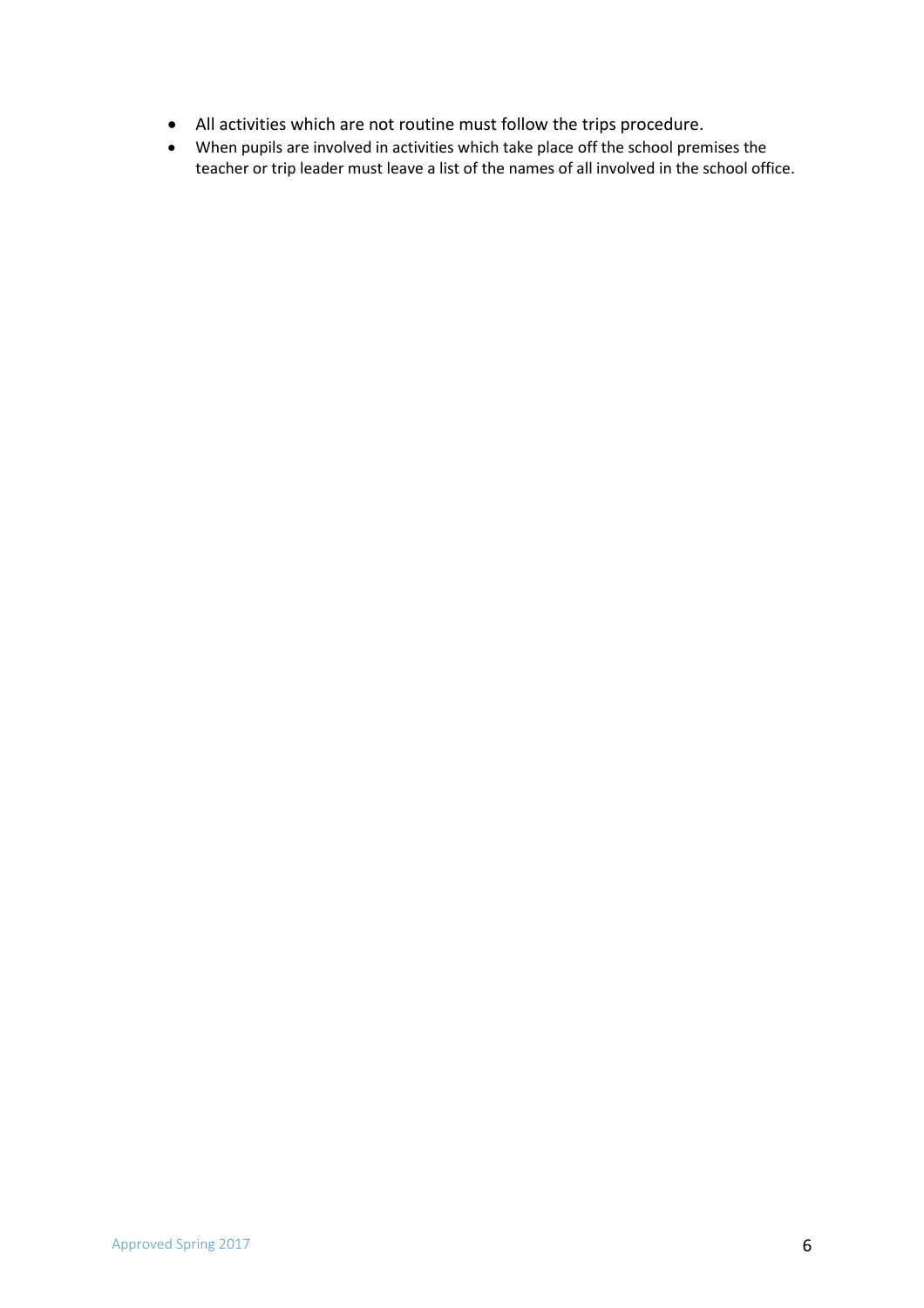- All activities which are not routine must follow the trips procedure.
- When pupils are involved in activities which take place off the school premises the teacher or trip leader must leave a list of the names of all involved in the school office.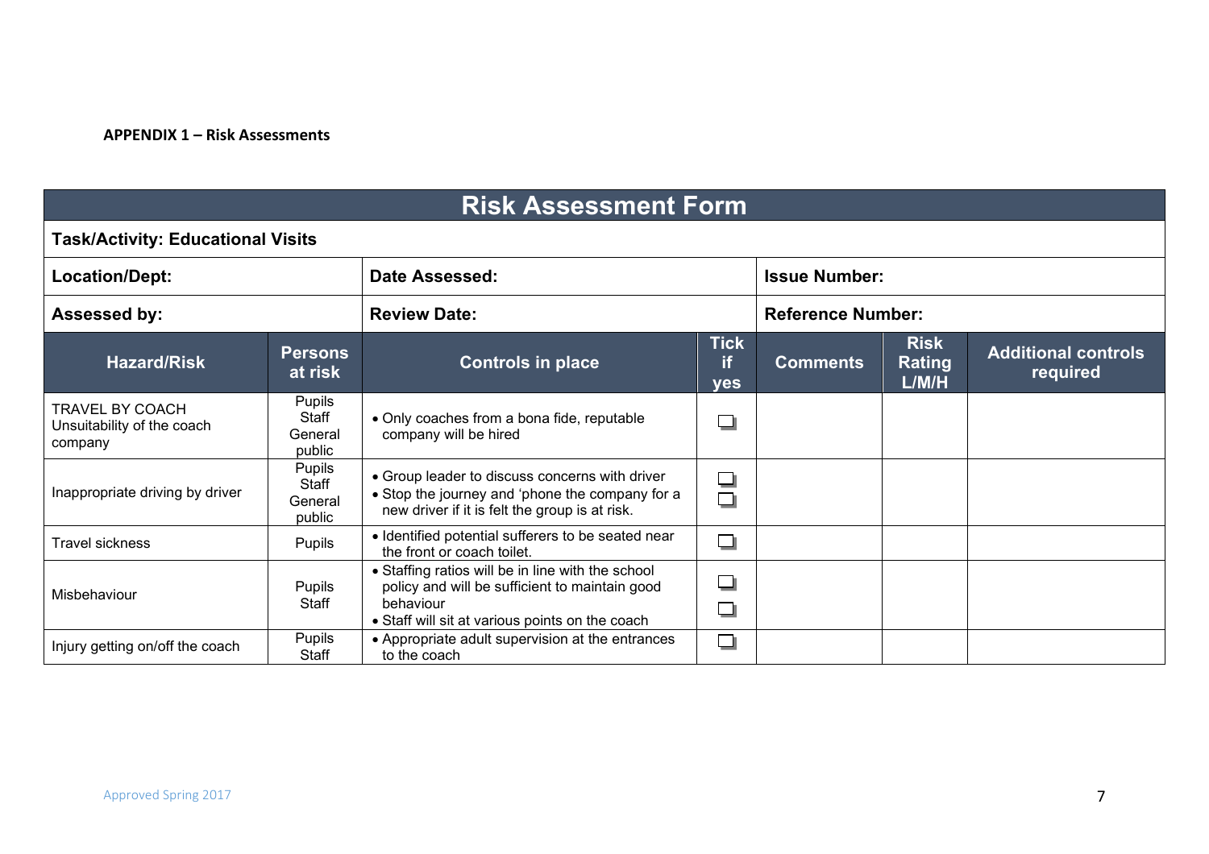**APPENDIX 1 – Risk Assessments**

| Risk Assessment Form | | | | | | |
|---|---|---|---|---|---|---|
| **Task/Activity: Educational Visits** | | | | | | |
| **Location/Dept:** | | **Date Assessed:** | | **Issue Number:** | | |
| **Assessed by:** | | **Review Date:** | | **Reference Number:** | | |
| **Hazard/Risk** | **Persons at risk** | **Controls in place** | **Tick if yes** | **Comments** | **Risk Rating L/M/H** | **Additional controls required** |
| TRAVEL BY COACH<br>Unsuitability of the coach company | Pupils<br>Staff<br>General public | • Only coaches from a bona fide, reputable company will be hired | ☐ | | | |
| Inappropriate driving by driver | Pupils<br>Staff<br>General public | • Group leader to discuss concerns with driver<br>• Stop the journey and 'phone the company for a new driver if it is felt the group is at risk. | ☐<br>☐ | | | |
| Travel sickness | Pupils | • Identified potential sufferers to be seated near the front or coach toilet. | ☐ | | | |
| Misbehaviour | Pupils<br>Staff | • Staffing ratios will be in line with the school policy and will be sufficient to maintain good behaviour<br>• Staff will sit at various points on the coach | ☐<br>☐ | | | |
| Injury getting on/off the coach | Pupils<br>Staff | • Appropriate adult supervision at the entrances to the coach | ☐ | | | |

Approved Spring 2017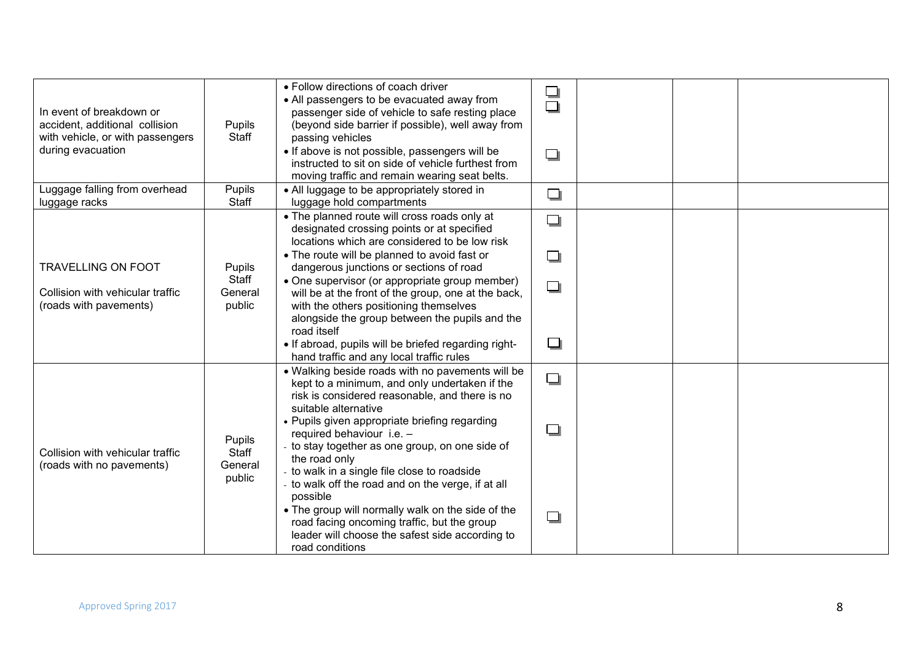| | | | | | | |
|---|---|---|---|---|---|---|
| In event of breakdown or accident, additional collision with vehicle, or with passengers during evacuation | Pupils<br>Staff | • Follow directions of coach driver<br>• All passengers to be evacuated away from passenger side of vehicle to safe resting place (beyond side barrier if possible), well away from passing vehicles<br>• If above is not possible, passengers will be instructed to sit on side of vehicle furthest from moving traffic and remain wearing seat belts. | ☐<br>☐<br>☐ | | | |
| Luggage falling from overhead luggage racks | Pupils<br>Staff | • All luggage to be appropriately stored in luggage hold compartments | ☐ | | | |
| TRAVELLING ON FOOT<br><br>Collision with vehicular traffic (roads with pavements) | Pupils<br>Staff<br>General public | • The planned route will cross roads only at designated crossing points or at specified locations which are considered to be low risk<br>• The route will be planned to avoid fast or dangerous junctions or sections of road<br>• One supervisor (or appropriate group member) will be at the front of the group, one at the back, with the others positioning themselves alongside the group between the pupils and the road itself<br>• If abroad, pupils will be briefed regarding right-hand traffic and any local traffic rules | ☐<br>☐<br>☐<br>☐ | | | |
| Collision with vehicular traffic (roads with no pavements) | Pupils<br>Staff<br>General public | • Walking beside roads with no pavements will be kept to a minimum, and only undertaken if the risk is considered reasonable, and there is no suitable alternative<br>• Pupils given appropriate briefing regarding required behaviour i.e. –<br>- to stay together as one group, on one side of the road only<br>- to walk in a single file close to roadside<br>- to walk off the road and on the verge, if at all possible<br>• The group will normally walk on the side of the road facing oncoming traffic, but the group leader will choose the safest side according to road conditions | ☐<br>☐<br>☐ | | | |

Approved Spring 2017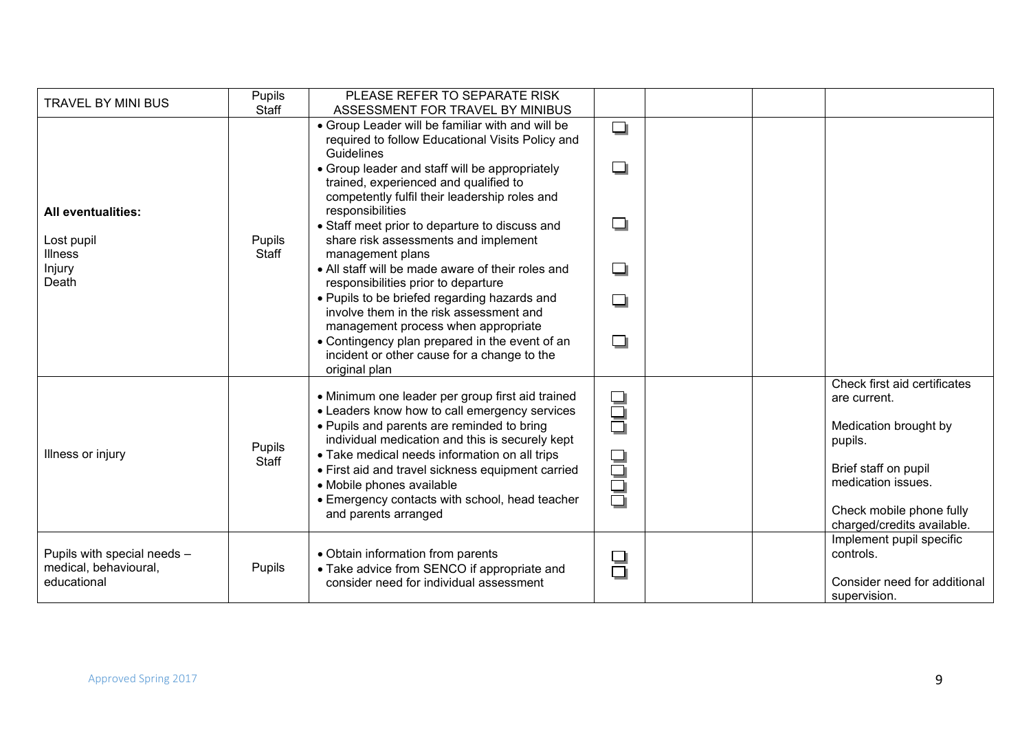| TRAVEL BY MINI BUS | Pupils<br>Staff | PLEASE REFER TO SEPARATE RISK ASSESSMENT FOR TRAVEL BY MINIBUS | | | | |
|---|---|---|---|---|---|---|
| **All eventualities:**<br><br>Lost pupil<br>Illness<br>Injury<br>Death | Pupils<br>Staff | • Group Leader will be familiar with and will be required to follow Educational Visits Policy and Guidelines<br>• Group leader and staff will be appropriately trained, experienced and qualified to competently fulfil their leadership roles and responsibilities<br>• Staff meet prior to departure to discuss and share risk assessments and implement management plans<br>• All staff will be made aware of their roles and responsibilities prior to departure<br>• Pupils to be briefed regarding hazards and involve them in the risk assessment and management process when appropriate<br>• Contingency plan prepared in the event of an incident or other cause for a change to the original plan | ☐<br>☐<br>☐<br>☐<br>☐<br>☐ | | | |
| Illness or injury | Pupils<br>Staff | • Minimum one leader per group first aid trained<br>• Leaders know how to call emergency services<br>• Pupils and parents are reminded to bring individual medication and this is securely kept<br>• Take medical needs information on all trips<br>• First aid and travel sickness equipment carried<br>• Mobile phones available<br>• Emergency contacts with school, head teacher and parents arranged | ☐<br>☐<br>☐<br>☐<br>☐<br>☐<br>☐ | | | Check first aid certificates are current.<br><br>Medication brought by pupils.<br><br>Brief staff on pupil medication issues.<br><br>Check mobile phone fully charged/credits available. |
| Pupils with special needs – medical, behavioural, educational | Pupils | • Obtain information from parents<br>• Take advice from SENCO if appropriate and consider need for individual assessment | ☐<br>☐ | | | Implement pupil specific controls.<br><br>Consider need for additional supervision. |

Approved Spring 2017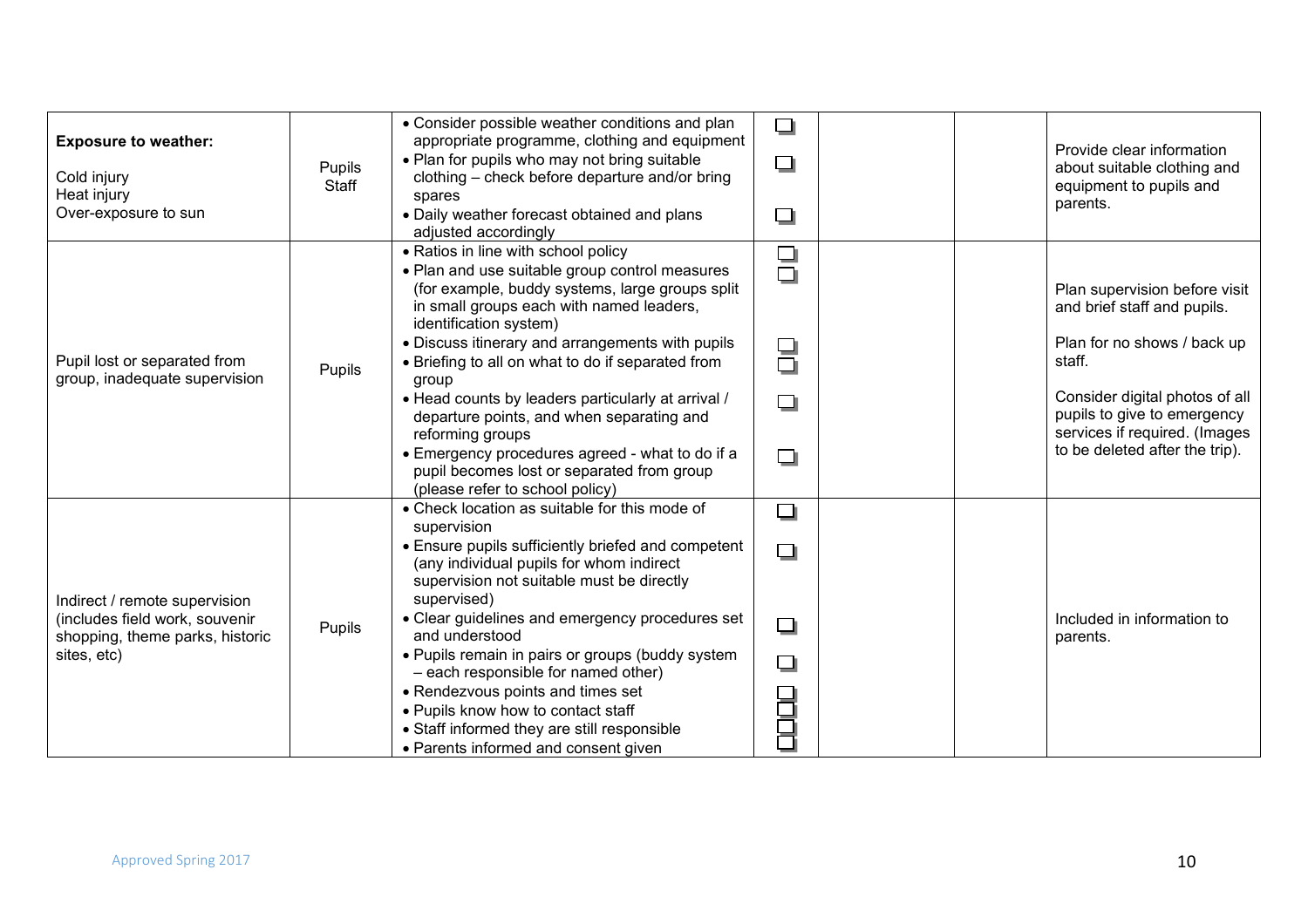| | | | | | | |
|---|---|---|---|---|---|---|
| **Exposure to weather:**<br><br>Cold injury<br>Heat injury<br>Over-exposure to sun | Pupils<br>Staff | • Consider possible weather conditions and plan appropriate programme, clothing and equipment<br>• Plan for pupils who may not bring suitable clothing – check before departure and/or bring spares<br>• Daily weather forecast obtained and plans adjusted accordingly | ☐<br>☐<br>☐ | | | Provide clear information about suitable clothing and equipment to pupils and parents. |
| Pupil lost or separated from group, inadequate supervision | Pupils | • Ratios in line with school policy<br>• Plan and use suitable group control measures (for example, buddy systems, large groups split in small groups each with named leaders, identification system)<br>• Discuss itinerary and arrangements with pupils<br>• Briefing to all on what to do if separated from group<br>• Head counts by leaders particularly at arrival / departure points, and when separating and reforming groups<br>• Emergency procedures agreed - what to do if a pupil becomes lost or separated from group (please refer to school policy) | ☐<br>☐<br>☐<br>☐<br>☐<br>☐ | | | Plan supervision before visit and brief staff and pupils.<br><br>Plan for no shows / back up staff.<br><br>Consider digital photos of all pupils to give to emergency services if required. (Images to be deleted after the trip). |
| Indirect / remote supervision (includes field work, souvenir shopping, theme parks, historic sites, etc) | Pupils | • Check location as suitable for this mode of supervision<br>• Ensure pupils sufficiently briefed and competent (any individual pupils for whom indirect supervision not suitable must be directly supervised)<br>• Clear guidelines and emergency procedures set and understood<br>• Pupils remain in pairs or groups (buddy system – each responsible for named other)<br>• Rendezvous points and times set<br>• Pupils know how to contact staff<br>• Staff informed they are still responsible<br>• Parents informed and consent given | ☐<br>☐<br>☐<br>☐<br>☐<br>☐<br>☐<br>☐ | | | Included in information to parents. |

Approved Spring 2017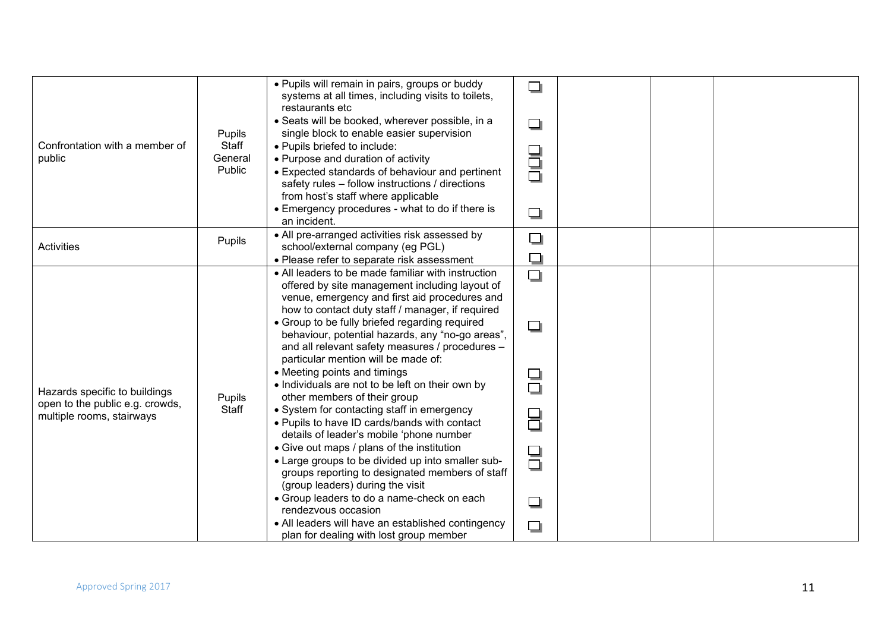| | | | | | | |
|---|---|---|---|---|---|---|
| Confrontation with a member of public | Pupils<br>Staff<br>General<br>Public | • Pupils will remain in pairs, groups or buddy systems at all times, including visits to toilets, restaurants etc<br>• Seats will be booked, wherever possible, in a single block to enable easier supervision<br>• Pupils briefed to include:<br>• Purpose and duration of activity<br>• Expected standards of behaviour and pertinent safety rules – follow instructions / directions from host's staff where applicable<br>• Emergency procedures - what to do if there is an incident. | ☐<br>☐<br>☐<br>☐<br>☐<br>☐ | | | |
| Activities | Pupils | • All pre-arranged activities risk assessed by school/external company (eg PGL)<br>• Please refer to separate risk assessment | ☐<br>☐ | | | |
| Hazards specific to buildings open to the public e.g. crowds, multiple rooms, stairways | Pupils<br>Staff | • All leaders to be made familiar with instruction offered by site management including layout of venue, emergency and first aid procedures and how to contact duty staff / manager, if required<br>• Group to be fully briefed regarding required behaviour, potential hazards, any "no-go areas", and all relevant safety measures / procedures – particular mention will be made of:<br>• Meeting points and timings<br>• Individuals are not to be left on their own by other members of their group<br>• System for contacting staff in emergency<br>• Pupils to have ID cards/bands with contact details of leader's mobile 'phone number<br>• Give out maps / plans of the institution<br>• Large groups to be divided up into smaller sub-groups reporting to designated members of staff (group leaders) during the visit<br>• Group leaders to do a name-check on each rendezvous occasion<br>• All leaders will have an established contingency plan for dealing with lost group member | ☐<br>☐<br>☐<br>☐<br>☐<br>☐<br>☐<br>☐<br>☐<br>☐ | | | |

Approved Spring 2017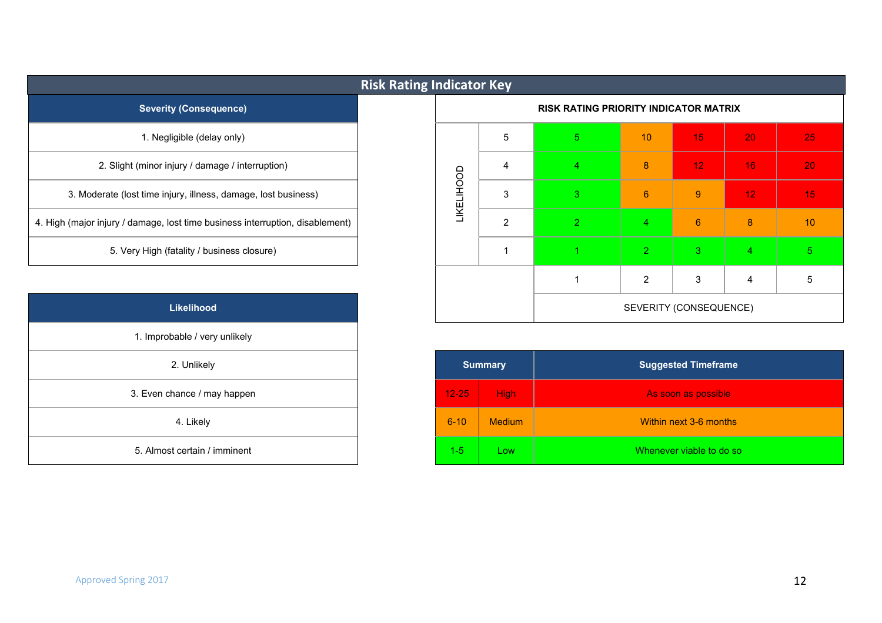## Risk Rating Indicator Key

| Severity (Consequence) |
|---|
| 1. Negligible (delay only) |
| 2. Slight (minor injury / damage / interruption) |
| 3. Moderate (lost time injury, illness, damage, lost business) |
| 4. High (major injury / damage, lost time business interruption, disablement) |
| 5. Very High (fatality / business closure) |

| Likelihood |
|---|
| 1. Improbable / very unlikely |
| 2. Unlikely |
| 3. Even chance / may happen |
| 4. Likely |
| 5. Almost certain / imminent |

**RISK RATING PRIORITY INDICATOR MATRIX**

| | | | | | | |
|---|---|---|---|---|---|---|
| LIKELIHOOD | 5 | 5 | 10 | 15 | 20 | 25 |
| | 4 | 4 | 8 | 12 | 16 | 20 |
| | 3 | 3 | 6 | 9 | 12 | 15 |
| | 2 | 2 | 4 | 6 | 8 | 10 |
| | 1 | 1 | 2 | 3 | 4 | 5 |
| | | 1 | 2 | 3 | 4 | 5 |
| | | SEVERITY (CONSEQUENCE) | | | | |

| Summary | | Suggested Timeframe |
|---|---|---|
| 12-25 | High | As soon as possible |
| 6-10 | Medium | Within next 3-6 months |
| 1-5 | Low | Whenever viable to do so |

Approved Spring 2017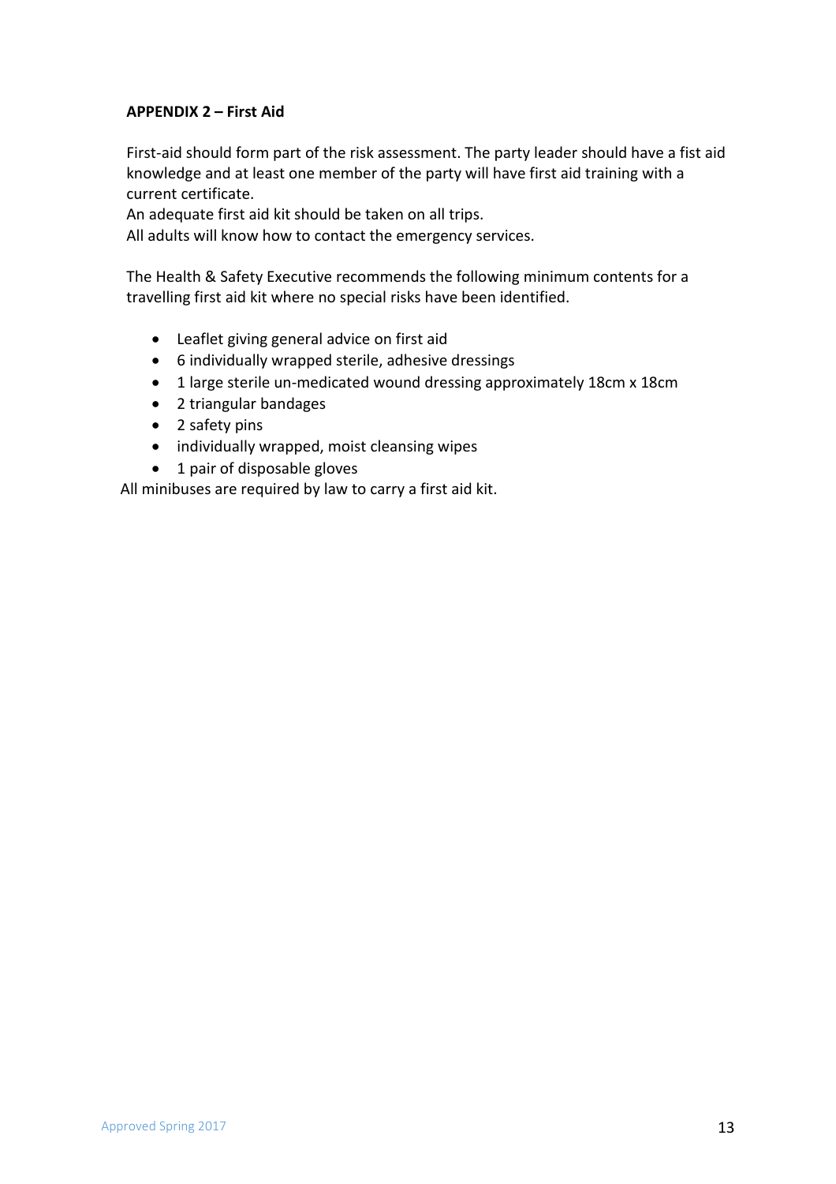**APPENDIX 2 – First Aid**

First-aid should form part of the risk assessment. The party leader should have a fist aid knowledge and at least one member of the party will have first aid training with a current certificate.
An adequate first aid kit should be taken on all trips.
All adults will know how to contact the emergency services.

The Health & Safety Executive recommends the following minimum contents for a travelling first aid kit where no special risks have been identified.

- Leaflet giving general advice on first aid
- 6 individually wrapped sterile, adhesive dressings
- 1 large sterile un-medicated wound dressing approximately 18cm x 18cm
- 2 triangular bandages
- 2 safety pins
- individually wrapped, moist cleansing wipes
- 1 pair of disposable gloves

All minibuses are required by law to carry a first aid kit.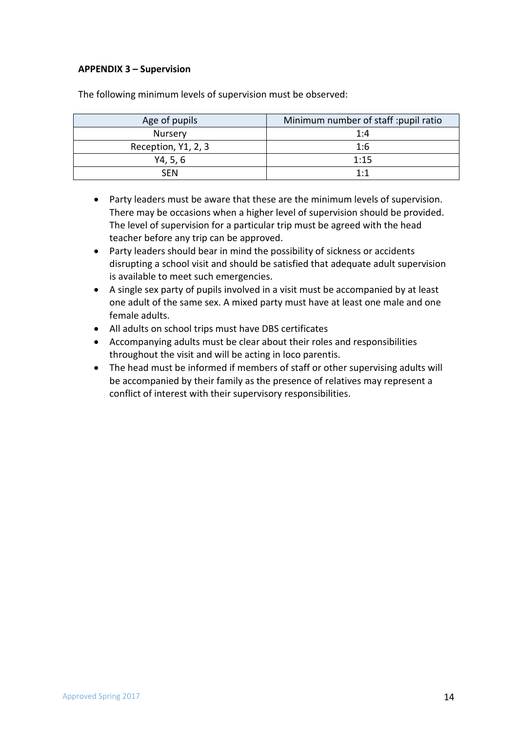**APPENDIX 3 – Supervision**

The following minimum levels of supervision must be observed:

| Age of pupils | Minimum number of staff :pupil ratio |
|---|---|
| Nursery | 1:4 |
| Reception, Y1, 2, 3 | 1:6 |
| Y4, 5, 6 | 1:15 |
| SEN | 1:1 |

- Party leaders must be aware that these are the minimum levels of supervision. There may be occasions when a higher level of supervision should be provided. The level of supervision for a particular trip must be agreed with the head teacher before any trip can be approved.
- Party leaders should bear in mind the possibility of sickness or accidents disrupting a school visit and should be satisfied that adequate adult supervision is available to meet such emergencies.
- A single sex party of pupils involved in a visit must be accompanied by at least one adult of the same sex. A mixed party must have at least one male and one female adults.
- All adults on school trips must have DBS certificates
- Accompanying adults must be clear about their roles and responsibilities throughout the visit and will be acting in loco parentis.
- The head must be informed if members of staff or other supervising adults will be accompanied by their family as the presence of relatives may represent a conflict of interest with their supervisory responsibilities.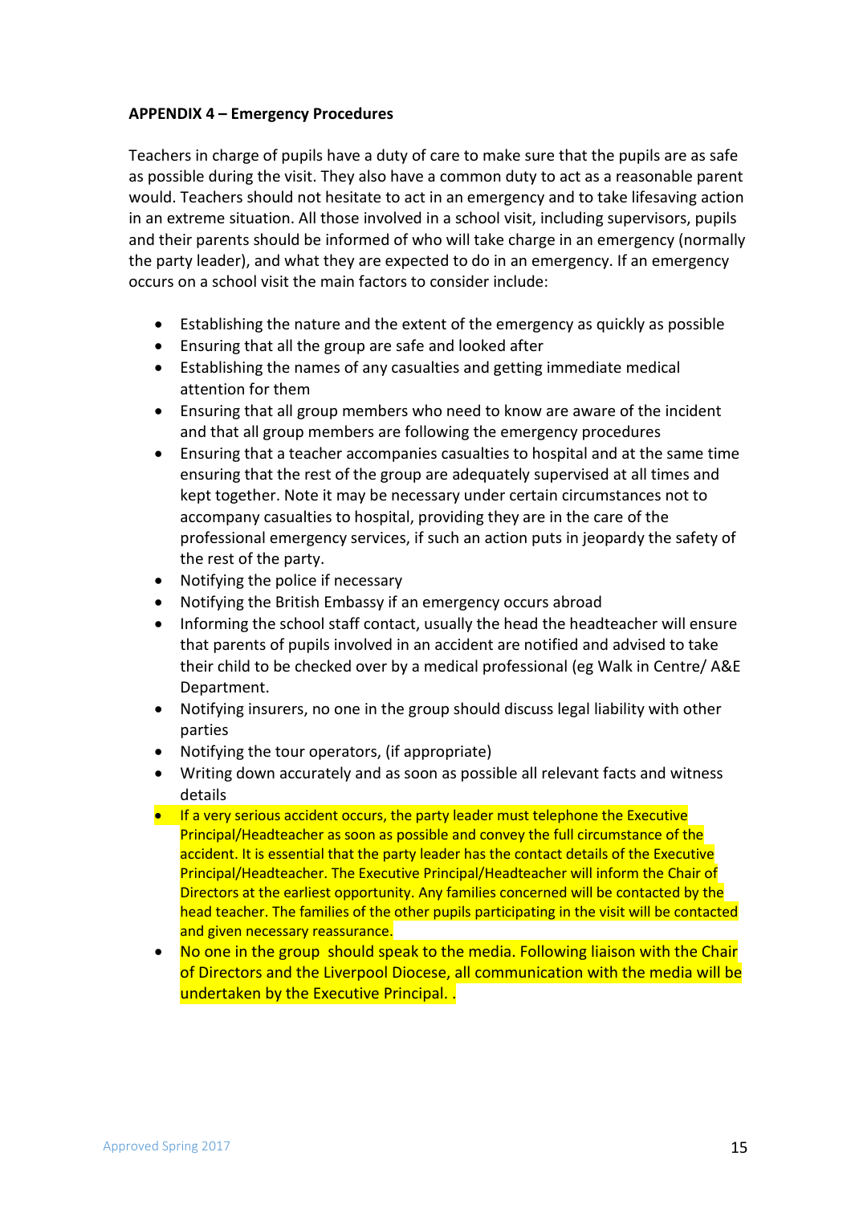**APPENDIX 4 – Emergency Procedures**

Teachers in charge of pupils have a duty of care to make sure that the pupils are as safe as possible during the visit. They also have a common duty to act as a reasonable parent would. Teachers should not hesitate to act in an emergency and to take lifesaving action in an extreme situation. All those involved in a school visit, including supervisors, pupils and their parents should be informed of who will take charge in an emergency (normally the party leader), and what they are expected to do in an emergency. If an emergency occurs on a school visit the main factors to consider include:

- Establishing the nature and the extent of the emergency as quickly as possible
- Ensuring that all the group are safe and looked after
- Establishing the names of any casualties and getting immediate medical attention for them
- Ensuring that all group members who need to know are aware of the incident and that all group members are following the emergency procedures
- Ensuring that a teacher accompanies casualties to hospital and at the same time ensuring that the rest of the group are adequately supervised at all times and kept together. Note it may be necessary under certain circumstances not to accompany casualties to hospital, providing they are in the care of the professional emergency services, if such an action puts in jeopardy the safety of the rest of the party.
- Notifying the police if necessary
- Notifying the British Embassy if an emergency occurs abroad
- Informing the school staff contact, usually the head the headteacher will ensure that parents of pupils involved in an accident are notified and advised to take their child to be checked over by a medical professional (eg Walk in Centre/ A&E Department.
- Notifying insurers, no one in the group should discuss legal liability with other parties
- Notifying the tour operators, (if appropriate)
- Writing down accurately and as soon as possible all relevant facts and witness details
- If a very serious accident occurs, the party leader must telephone the Executive Principal/Headteacher as soon as possible and convey the full circumstance of the accident. It is essential that the party leader has the contact details of the Executive Principal/Headteacher. The Executive Principal/Headteacher will inform the Chair of Directors at the earliest opportunity. Any families concerned will be contacted by the head teacher. The families of the other pupils participating in the visit will be contacted and given necessary reassurance.
- No one in the group should speak to the media. Following liaison with the Chair of Directors and the Liverpool Diocese, all communication with the media will be undertaken by the Executive Principal. .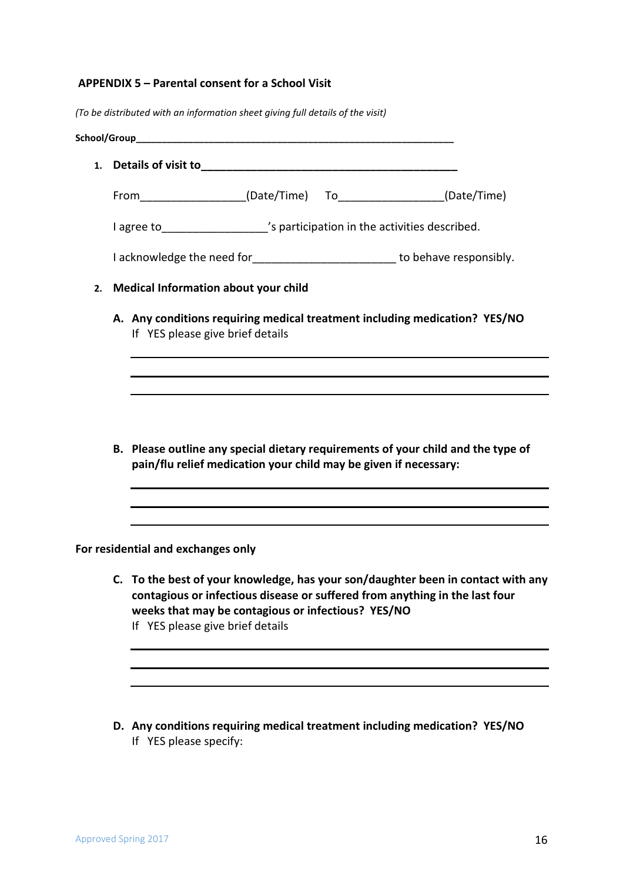**APPENDIX 5 – Parental consent for a School Visit**

*(To be distributed with an information sheet giving full details of the visit)*

**School/Group**_____________________________________________________________

1. **Details of visit to**__________________________________________

   From________________(Date/Time)  To________________(Date/Time)

   I agree to________________'s participation in the activities described.

   I acknowledge the need for______________________ to behave responsibly.

2. **Medical Information about your child**

   **A. Any conditions requiring medical treatment including medication? YES/NO**
   If YES please give brief details

   ___________________________________________________________

   ___________________________________________________________

   ___________________________________________________________

   **B. Please outline any special dietary requirements of your child and the type of pain/flu relief medication your child may be given if necessary:**

   ___________________________________________________________

   ___________________________________________________________

   ___________________________________________________________

**For residential and exchanges only**

   **C. To the best of your knowledge, has your son/daughter been in contact with any contagious or infectious disease or suffered from anything in the last four weeks that may be contagious or infectious? YES/NO**
   If YES please give brief details

   ___________________________________________________________

   ___________________________________________________________

   ___________________________________________________________

   **D. Any conditions requiring medical treatment including medication? YES/NO**
   If YES please specify: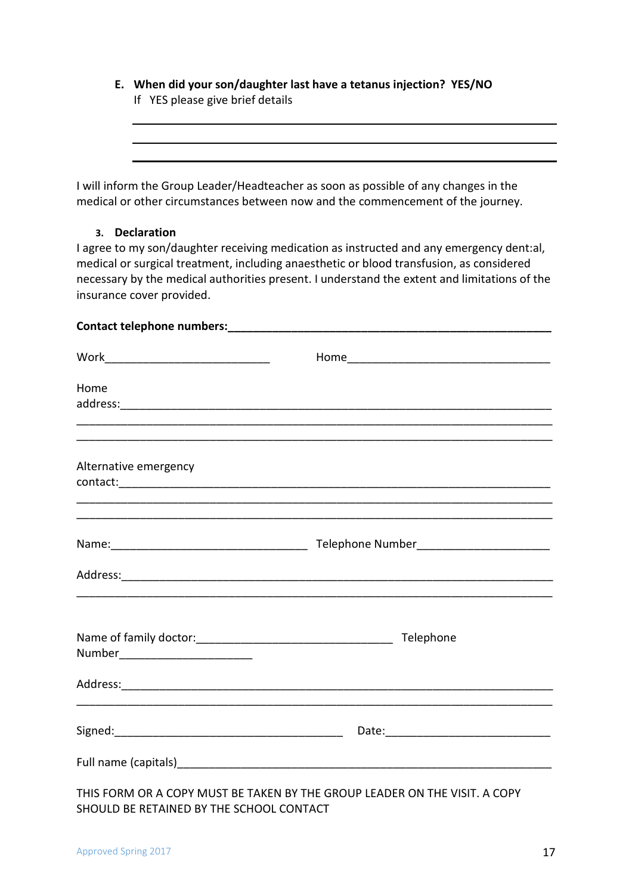**E. When did your son/daughter last have a tetanus injection? YES/NO**

If YES please give brief details

_______________________________________________

_______________________________________________

_______________________________________________

I will inform the Group Leader/Headteacher as soon as possible of any changes in the medical or other circumstances between now and the commencement of the journey.

**3. Declaration**

I agree to my son/daughter receiving medication as instructed and any emergency dent:al, medical or surgical treatment, including anaesthetic or blood transfusion, as considered necessary by the medical authorities present. I understand the extent and limitations of the insurance cover provided.

**Contact telephone numbers:______________________________________________**

Work__________________________ Home________________________________

Home address:______________________________________________________________

___________________________________________________________________________

___________________________________________________________________________

Alternative emergency contact:____________________________________________________

___________________________________________________________________________

___________________________________________________________________________

Name:______________________________ Telephone Number_____________________

Address:____________________________________________________________________

___________________________________________________________________________

Name of family doctor:______________________________ Telephone Number_____________________

Address:____________________________________________________________________

___________________________________________________________________________

Signed:____________________________________ Date:__________________________

Full name (capitals)__________________________________________________________

THIS FORM OR A COPY MUST BE TAKEN BY THE GROUP LEADER ON THE VISIT. A COPY SHOULD BE RETAINED BY THE SCHOOL CONTACT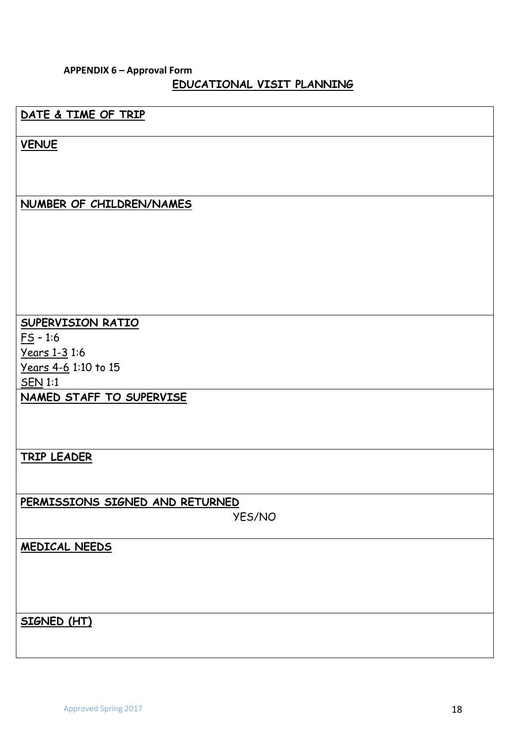**APPENDIX 6 – Approval Form**

## EDUCATIONAL VISIT PLANNING

| |
|---|
| **DATE & TIME OF TRIP** |
| **VENUE** |
| **NUMBER OF CHILDREN/NAMES** |
| **SUPERVISION RATIO**<br>FS – 1:6<br>Years 1-3 1:6<br>Years 4-6 1:10 to 15<br>SEN 1:1 |
| **NAMED STAFF TO SUPERVISE** |
| **TRIP LEADER** |
| **PERMISSIONS SIGNED AND RETURNED**<br>YES/NO |
| **MEDICAL NEEDS** |
| **SIGNED (HT)** |

Approved Spring 2017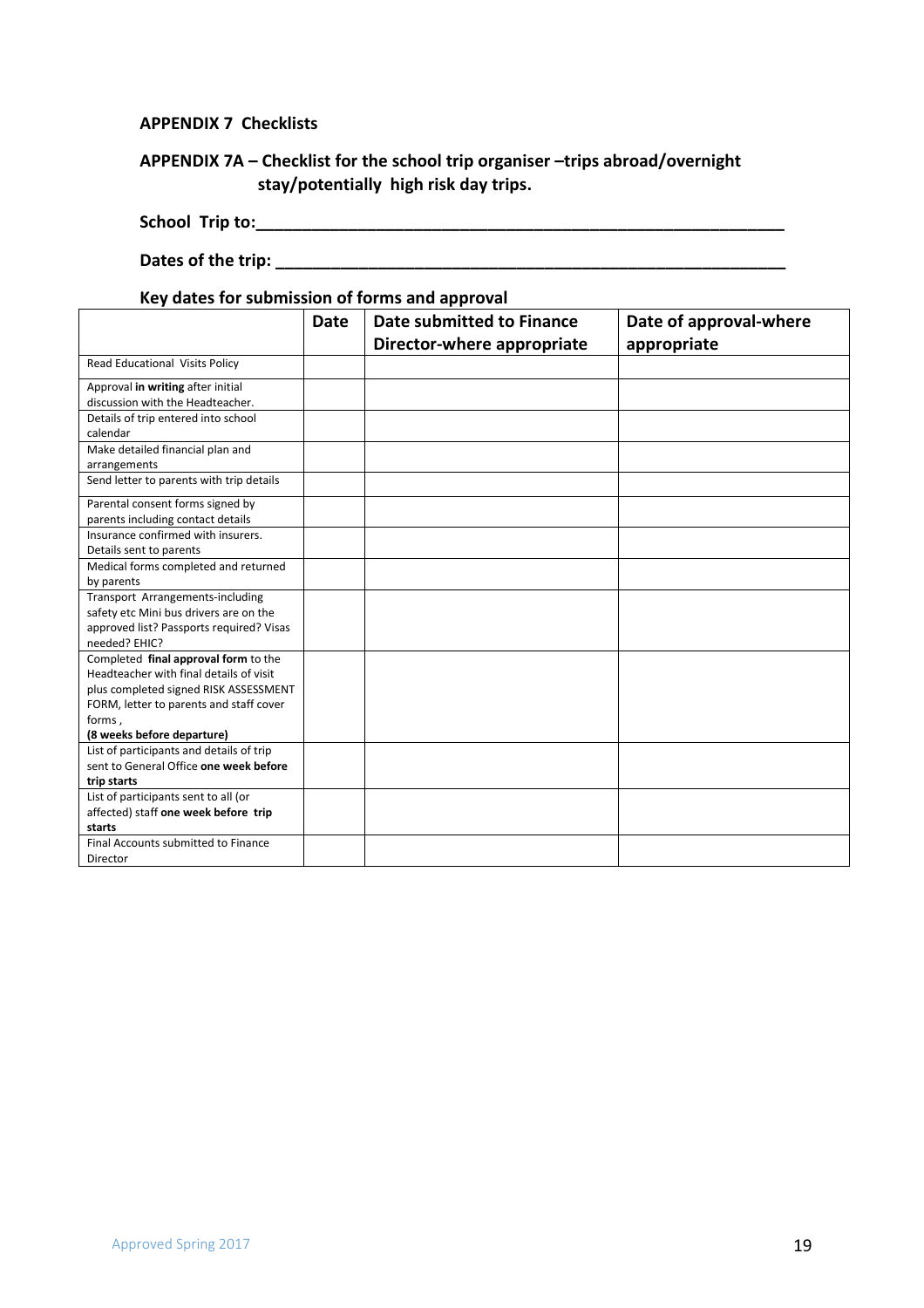## APPENDIX 7 Checklists

### APPENDIX 7A – Checklist for the school trip organiser –trips abroad/overnight stay/potentially high risk day trips.

**School Trip to:\_\_\_\_\_\_\_\_\_\_\_\_\_\_\_\_\_\_\_\_\_\_\_\_\_\_\_\_\_\_\_\_\_\_\_\_\_\_\_\_\_\_\_\_\_\_\_\_\_\_\_\_\_\_\_\_**

**Dates of the trip: \_\_\_\_\_\_\_\_\_\_\_\_\_\_\_\_\_\_\_\_\_\_\_\_\_\_\_\_\_\_\_\_\_\_\_\_\_\_\_\_\_\_\_\_\_\_\_\_\_\_\_\_\_\_**

**Key dates for submission of forms and approval**

| | Date | Date submitted to Finance Director-where appropriate | Date of approval-where appropriate |
|---|---|---|---|
| Read Educational Visits Policy | | | |
| Approval **in writing** after initial discussion with the Headteacher. | | | |
| Details of trip entered into school calendar | | | |
| Make detailed financial plan and arrangements | | | |
| Send letter to parents with trip details | | | |
| Parental consent forms signed by parents including contact details | | | |
| Insurance confirmed with insurers. Details sent to parents | | | |
| Medical forms completed and returned by parents | | | |
| Transport Arrangements-including safety etc Mini bus drivers are on the approved list? Passports required? Visas needed? EHIC? | | | |
| Completed **final approval form** to the Headteacher with final details of visit plus completed signed RISK ASSESSMENT FORM, letter to parents and staff cover forms , **(8 weeks before departure)** | | | |
| List of participants and details of trip sent to General Office **one week before trip starts** | | | |
| List of participants sent to all (or affected) staff **one week before trip starts** | | | |
| Final Accounts submitted to Finance Director | | | |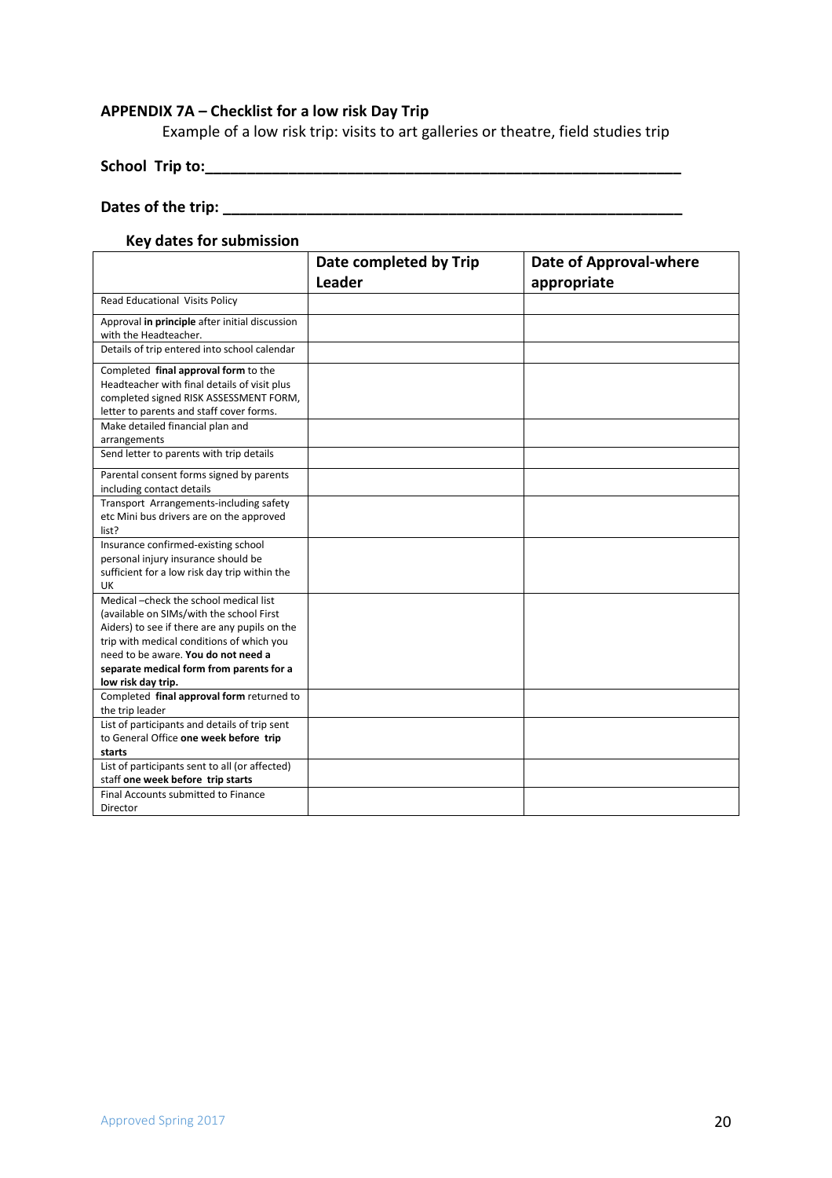### APPENDIX 7A – Checklist for a low risk Day Trip

Example of a low risk trip: visits to art galleries or theatre, field studies trip

**School Trip to:_______________________________________________________**

**Dates of the trip: ____________________________________________________**

#### Key dates for submission

| | Date completed by Trip Leader | Date of Approval-where appropriate |
|---|---|---|
| Read Educational Visits Policy | | |
| Approval **in principle** after initial discussion with the Headteacher. | | |
| Details of trip entered into school calendar | | |
| Completed **final approval form** to the Headteacher with final details of visit plus completed signed RISK ASSESSMENT FORM, letter to parents and staff cover forms. | | |
| Make detailed financial plan and arrangements | | |
| Send letter to parents with trip details | | |
| Parental consent forms signed by parents including contact details | | |
| Transport Arrangements-including safety etc Mini bus drivers are on the approved list? | | |
| Insurance confirmed-existing school personal injury insurance should be sufficient for a low risk day trip within the UK | | |
| Medical –check the school medical list (available on SIMs/with the school First Aiders) to see if there are any pupils on the trip with medical conditions of which you need to be aware. **You do not need a separate medical form from parents for a low risk day trip.** | | |
| Completed **final approval form** returned to the trip leader | | |
| List of participants and details of trip sent to General Office **one week before trip starts** | | |
| List of participants sent to all (or affected) staff **one week before trip starts** | | |
| Final Accounts submitted to Finance Director | | |

Approved Spring 2017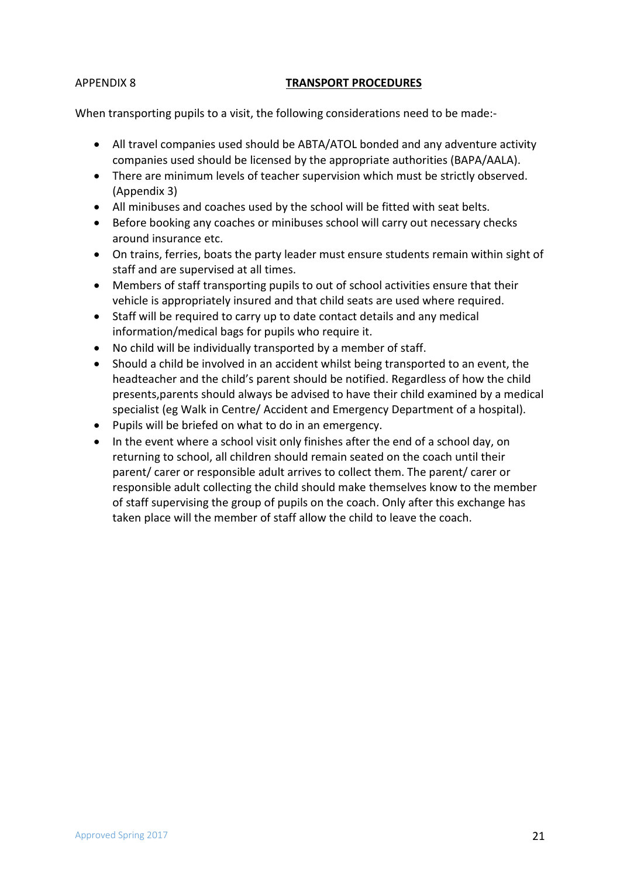APPENDIX 8 **TRANSPORT PROCEDURES**

When transporting pupils to a visit, the following considerations need to be made:-

- All travel companies used should be ABTA/ATOL bonded and any adventure activity companies used should be licensed by the appropriate authorities (BAPA/AALA).
- There are minimum levels of teacher supervision which must be strictly observed. (Appendix 3)
- All minibuses and coaches used by the school will be fitted with seat belts.
- Before booking any coaches or minibuses school will carry out necessary checks around insurance etc.
- On trains, ferries, boats the party leader must ensure students remain within sight of staff and are supervised at all times.
- Members of staff transporting pupils to out of school activities ensure that their vehicle is appropriately insured and that child seats are used where required.
- Staff will be required to carry up to date contact details and any medical information/medical bags for pupils who require it.
- No child will be individually transported by a member of staff.
- Should a child be involved in an accident whilst being transported to an event, the headteacher and the child's parent should be notified. Regardless of how the child presents,parents should always be advised to have their child examined by a medical specialist (eg Walk in Centre/ Accident and Emergency Department of a hospital).
- Pupils will be briefed on what to do in an emergency.
- In the event where a school visit only finishes after the end of a school day, on returning to school, all children should remain seated on the coach until their parent/ carer or responsible adult arrives to collect them. The parent/ carer or responsible adult collecting the child should make themselves know to the member of staff supervising the group of pupils on the coach. Only after this exchange has taken place will the member of staff allow the child to leave the coach.

Approved Spring 2017